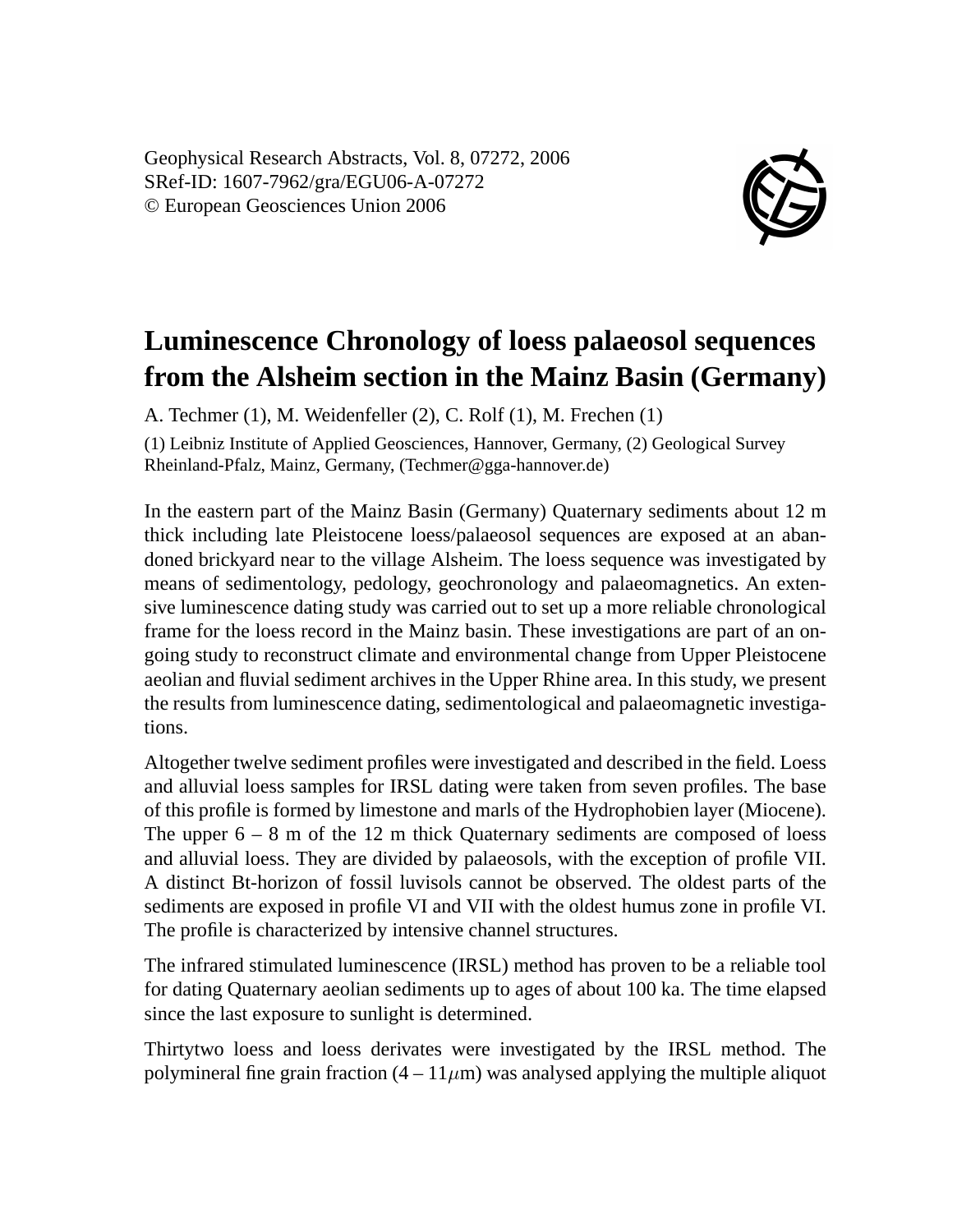# Luminescence Chronology of loess palaeosol sequences from the Alsheim section in the Mainz Basin (Germany)

A. Techmer (1), M. Weidenfeller (2), C. Rolf (1), M. Frechen (1)

(1) Leibniz Institute of Applied Geosciences, Hannover, Germany, (2) Geological Survey Rheinland-Pfalz, Mainz, Germany, (Techmer@gga-hannover.de)

In the eastern part of the Mainz Basin (Germany) Quaternary sediments about 12 m thick including late Pleistocene loess/palaeosol sequences are exposed at an abandoned brickyard near to the village Alsheim. The loess sequence was investigated by means of sedimentology, pedology, geochronology and palaeomagnetics. An extensive luminescence dating study was carried out to set up a more reliable chronological frame for the loess record in the Mainz basin. These investigations are part of an ongoing study to reconstruct climate and environmental change from Upper Pleistocene aeolian and fluvial sediment archives in the Upper Rhine area. In this study, we present the results from luminescence dating, sedimentological and palaeomagnetic investigations.

Altogether twelve sediment profiles were investigated and described in the field. Loess and alluvial loess samples for IRSL dating were taken from seven profiles. The base of this profile is formed by limestone and marls of the Hydrophobien layer (Miocene). The upper 6 – 8 m of the 12 m thick Quaternary sediments are composed of loess and alluvial loess. They are divided by palaeosols, with the exception of profile VII. A distinct Bt-horizon of fossil luvisols cannot be observed. The oldest parts of the sediments are exposed in profile VI and VII with the oldest humus zone in profile VI. The profile is characterized by intensive channel structures.

The infrared stimulated luminescence (IRSL) method has proven to be a reliable tool for dating Quaternary aeolian sediments up to ages of about 100 ka. The time elapsed since the last exposure to sunlight is determined.

Thirtytwo loess and loess derivates were investigated by the IRSL method. The polymineral fine grain fraction (4 – 11$\mu$m) was analysed applying the multiple aliquot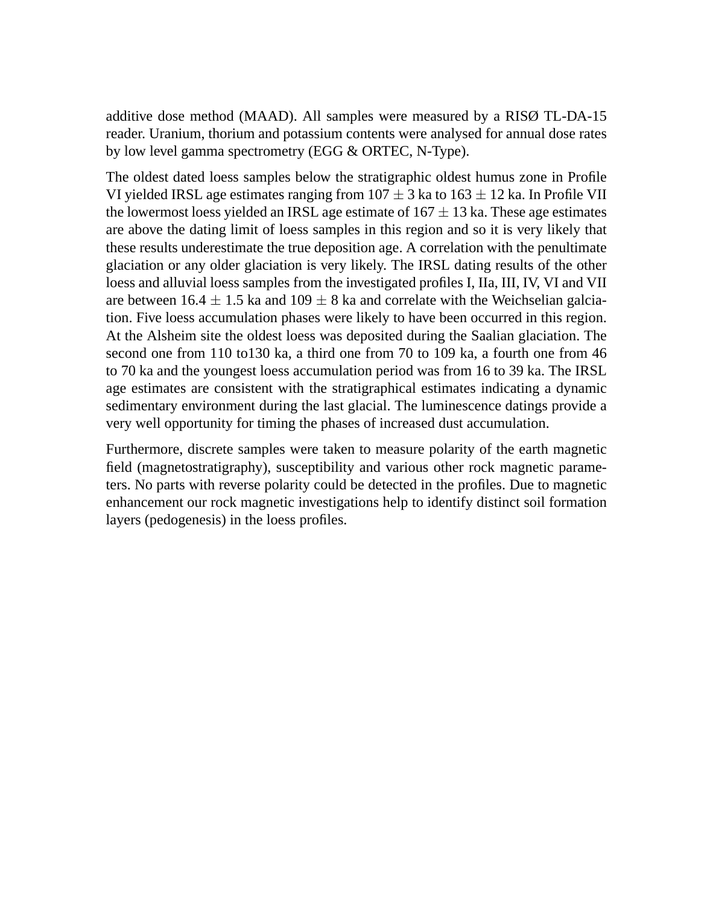additive dose method (MAAD). All samples were measured by a RISØ TL-DA-15 reader. Uranium, thorium and potassium contents were analysed for annual dose rates by low level gamma spectrometry (EGG & ORTEC, N-Type).

The oldest dated loess samples below the stratigraphic oldest humus zone in Profile VI yielded IRSL age estimates ranging from $107 \pm 3$ ka to $163 \pm 12$ ka. In Profile VII the lowermost loess yielded an IRSL age estimate of $167 \pm 13$ ka. These age estimates are above the dating limit of loess samples in this region and so it is very likely that these results underestimate the true deposition age. A correlation with the penultimate glaciation or any older glaciation is very likely. The IRSL dating results of the other loess and alluvial loess samples from the investigated profiles I, IIa, III, IV, VI and VII are between $16.4 \pm 1.5$ ka and $109 \pm 8$ ka and correlate with the Weichselian galciation. Five loess accumulation phases were likely to have been occurred in this region. At the Alsheim site the oldest loess was deposited during the Saalian glaciation. The second one from 110 to130 ka, a third one from 70 to 109 ka, a fourth one from 46 to 70 ka and the youngest loess accumulation period was from 16 to 39 ka. The IRSL age estimates are consistent with the stratigraphical estimates indicating a dynamic sedimentary environment during the last glacial. The luminescence datings provide a very well opportunity for timing the phases of increased dust accumulation.

Furthermore, discrete samples were taken to measure polarity of the earth magnetic field (magnetostratigraphy), susceptibility and various other rock magnetic parameters. No parts with reverse polarity could be detected in the profiles. Due to magnetic enhancement our rock magnetic investigations help to identify distinct soil formation layers (pedogenesis) in the loess profiles.